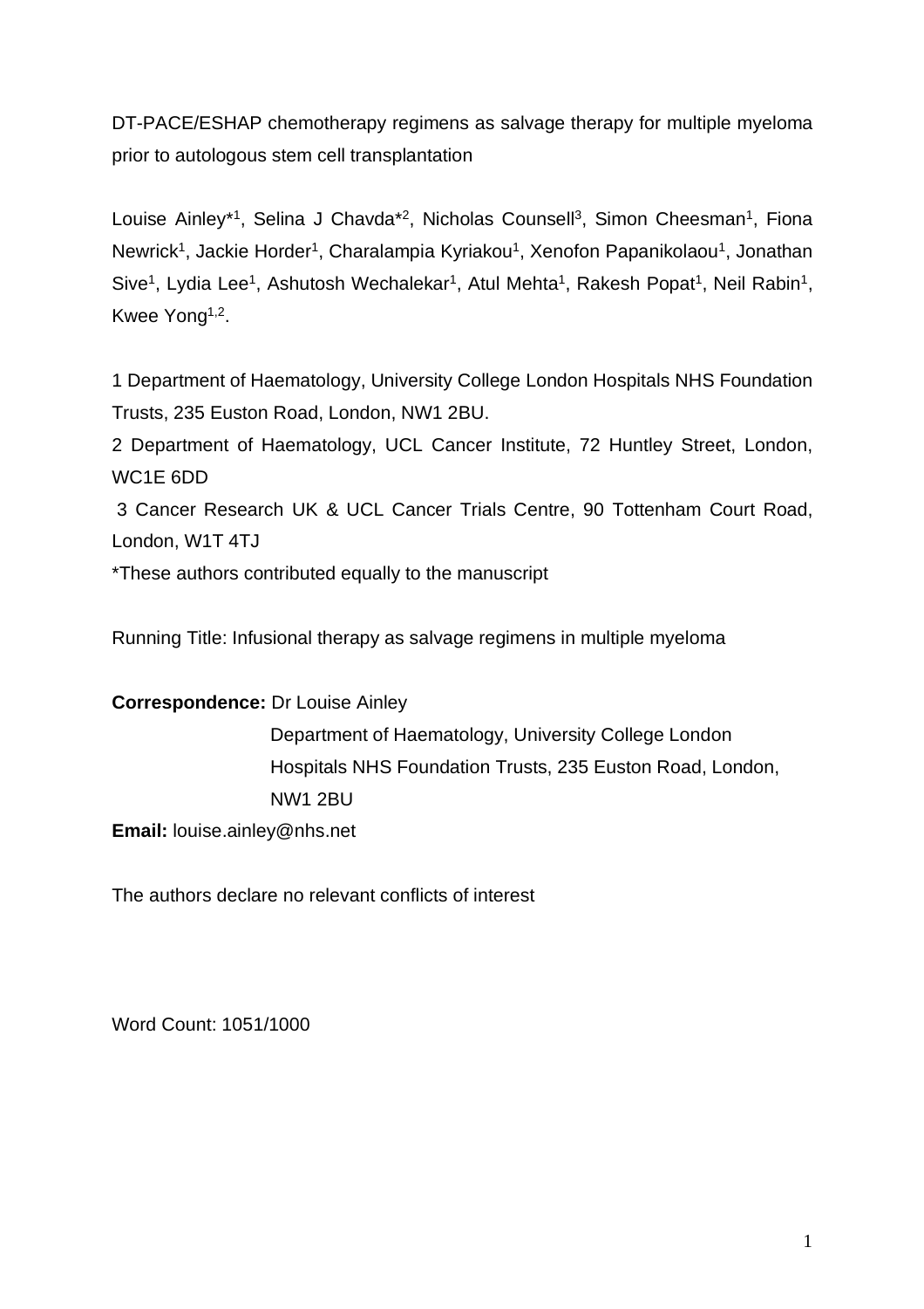# DT-PACE/ESHAP chemotherapy regimens as salvage therapy for multiple myeloma prior to autologous stem cell transplantation

Louise Ainley*[1], Selina J Chavda*[2], Nicholas Counsell[3], Simon Cheesman[1], Fiona Newrick[1], Jackie Horder[1], Charalampia Kyriakou[1], Xenofon Papanikolaou[1], Jonathan Sive[1], Lydia Lee[1], Ashutosh Wechalekar[1], Atul Mehta[1], Rakesh Popat[1], Neil Rabin[1], Kwee Yong[1,2].

1 Department of Haematology, University College London Hospitals NHS Foundation Trusts, 235 Euston Road, London, NW1 2BU.

2 Department of Haematology, UCL Cancer Institute, 72 Huntley Street, London, WC1E 6DD

3 Cancer Research UK & UCL Cancer Trials Centre, 90 Tottenham Court Road, London, W1T 4TJ

*These authors contributed equally to the manuscript

Running Title: Infusional therapy as salvage regimens in multiple myeloma

**Correspondence:** Dr Louise Ainley
Department of Haematology, University College London Hospitals NHS Foundation Trusts, 235 Euston Road, London, NW1 2BU

**Email:** louise.ainley@nhs.net

The authors declare no relevant conflicts of interest

Word Count: 1051/1000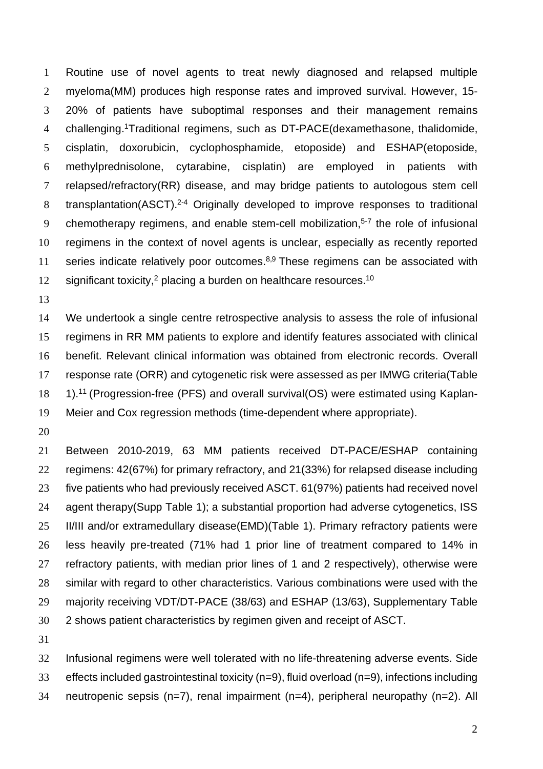Routine use of novel agents to treat newly diagnosed and relapsed multiple myeloma(MM) produces high response rates and improved survival. However, 15-20% of patients have suboptimal responses and their management remains challenging.[1] Traditional regimens, such as DT-PACE(dexamethasone, thalidomide, cisplatin, doxorubicin, cyclophosphamide, etoposide) and ESHAP(etoposide, methylprednisolone, cytarabine, cisplatin) are employed in patients with relapsed/refractory(RR) disease, and may bridge patients to autologous stem cell transplantation(ASCT).[2-4] Originally developed to improve responses to traditional chemotherapy regimens, and enable stem-cell mobilization,[5-7] the role of infusional regimens in the context of novel agents is unclear, especially as recently reported series indicate relatively poor outcomes.[8,9] These regimens can be associated with significant toxicity,[2] placing a burden on healthcare resources.[10]

We undertook a single centre retrospective analysis to assess the role of infusional regimens in RR MM patients to explore and identify features associated with clinical benefit. Relevant clinical information was obtained from electronic records. Overall response rate (ORR) and cytogenetic risk were assessed as per IMWG criteria(Table 1).[11] (Progression-free (PFS) and overall survival(OS) were estimated using Kaplan-Meier and Cox regression methods (time-dependent where appropriate).

Between 2010-2019, 63 MM patients received DT-PACE/ESHAP containing regimens: 42(67%) for primary refractory, and 21(33%) for relapsed disease including five patients who had previously received ASCT. 61(97%) patients had received novel agent therapy(Supp Table 1); a substantial proportion had adverse cytogenetics, ISS II/III and/or extramedullary disease(EMD)(Table 1). Primary refractory patients were less heavily pre-treated (71% had 1 prior line of treatment compared to 14% in refractory patients, with median prior lines of 1 and 2 respectively), otherwise were similar with regard to other characteristics. Various combinations were used with the majority receiving VDT/DT-PACE (38/63) and ESHAP (13/63), Supplementary Table 2 shows patient characteristics by regimen given and receipt of ASCT.

Infusional regimens were well tolerated with no life-threatening adverse events. Side effects included gastrointestinal toxicity (n=9), fluid overload (n=9), infections including neutropenic sepsis (n=7), renal impairment (n=4), peripheral neuropathy (n=2). All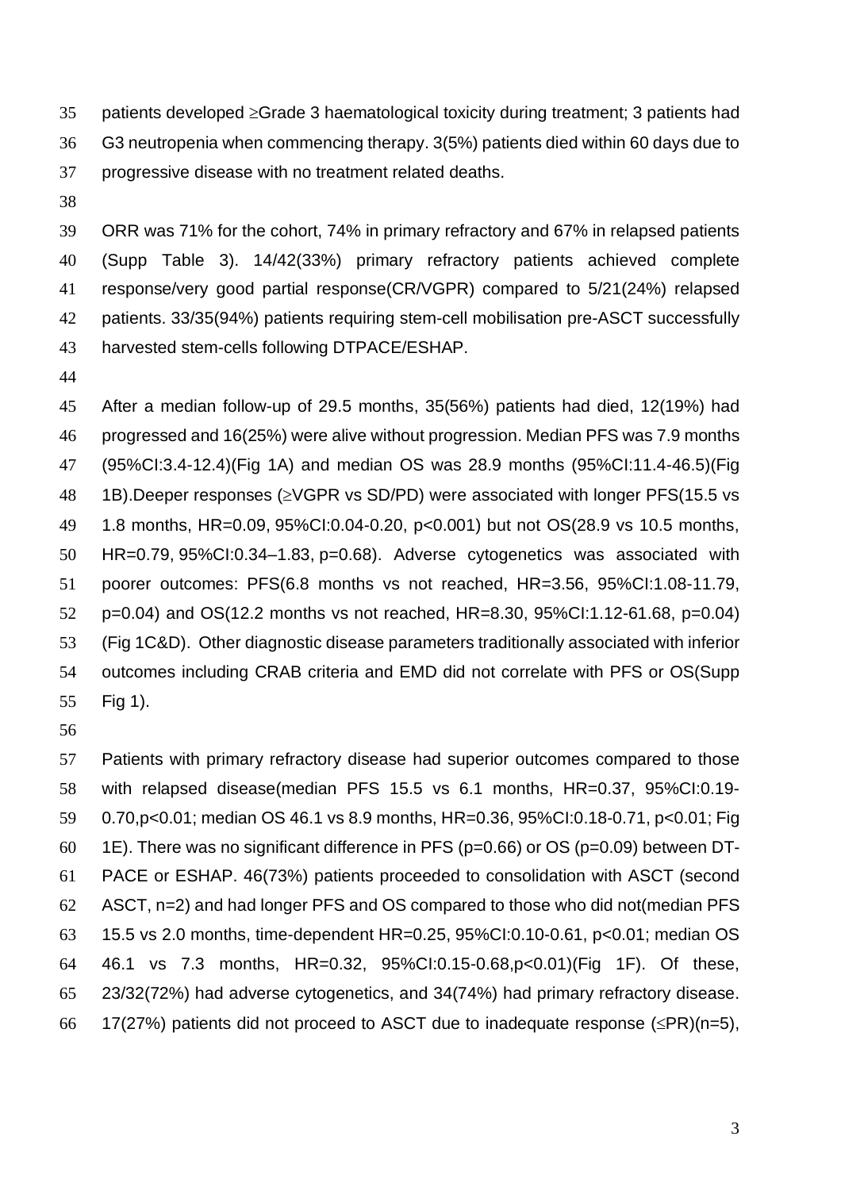patients developed ≥Grade 3 haematological toxicity during treatment; 3 patients had G3 neutropenia when commencing therapy. 3(5%) patients died within 60 days due to progressive disease with no treatment related deaths.

ORR was 71% for the cohort, 74% in primary refractory and 67% in relapsed patients (Supp Table 3). 14/42(33%) primary refractory patients achieved complete response/very good partial response(CR/VGPR) compared to 5/21(24%) relapsed patients. 33/35(94%) patients requiring stem-cell mobilisation pre-ASCT successfully harvested stem-cells following DTPACE/ESHAP.

After a median follow-up of 29.5 months, 35(56%) patients had died, 12(19%) had progressed and 16(25%) were alive without progression. Median PFS was 7.9 months (95%CI:3.4-12.4)(Fig 1A) and median OS was 28.9 months (95%CI:11.4-46.5)(Fig 1B).Deeper responses (≥VGPR vs SD/PD) were associated with longer PFS(15.5 vs 1.8 months, HR=0.09, 95%CI:0.04-0.20, p<0.001) but not OS(28.9 vs 10.5 months, HR=0.79, 95%CI:0.34–1.83, p=0.68). Adverse cytogenetics was associated with poorer outcomes: PFS(6.8 months vs not reached, HR=3.56, 95%CI:1.08-11.79, p=0.04) and OS(12.2 months vs not reached, HR=8.30, 95%CI:1.12-61.68, p=0.04) (Fig 1C&D). Other diagnostic disease parameters traditionally associated with inferior outcomes including CRAB criteria and EMD did not correlate with PFS or OS(Supp Fig 1).

Patients with primary refractory disease had superior outcomes compared to those with relapsed disease(median PFS 15.5 vs 6.1 months, HR=0.37, 95%CI:0.19-0.70,p<0.01; median OS 46.1 vs 8.9 months, HR=0.36, 95%CI:0.18-0.71, p<0.01; Fig 1E). There was no significant difference in PFS (p=0.66) or OS (p=0.09) between DT-PACE or ESHAP. 46(73%) patients proceeded to consolidation with ASCT (second ASCT, n=2) and had longer PFS and OS compared to those who did not(median PFS 15.5 vs 2.0 months, time-dependent HR=0.25, 95%CI:0.10-0.61, p<0.01; median OS 46.1 vs 7.3 months, HR=0.32, 95%CI:0.15-0.68,p<0.01)(Fig 1F). Of these, 23/32(72%) had adverse cytogenetics, and 34(74%) had primary refractory disease. 17(27%) patients did not proceed to ASCT due to inadequate response (≤PR)(n=5),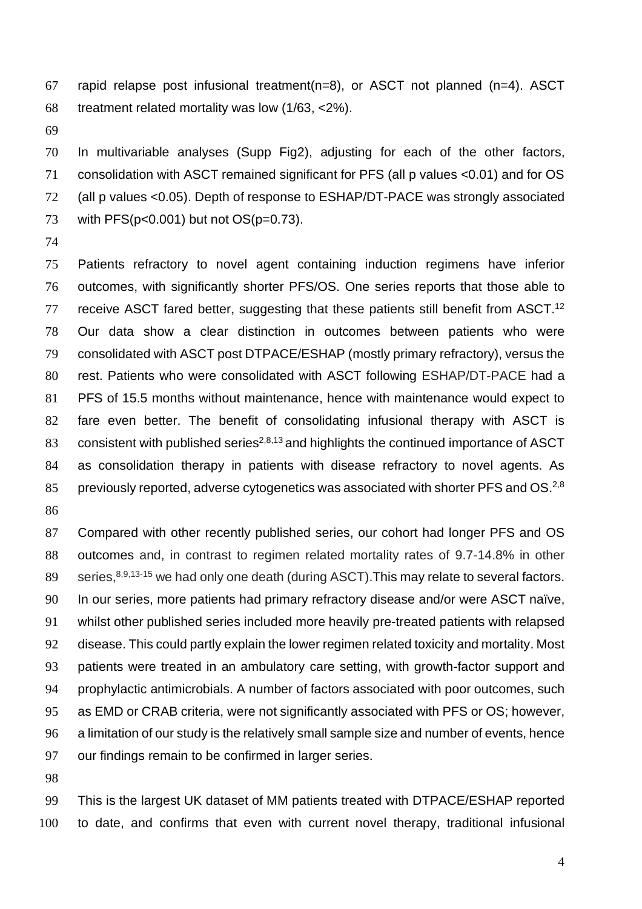rapid relapse post infusional treatment(n=8), or ASCT not planned (n=4). ASCT treatment related mortality was low (1/63, <2%).

In multivariable analyses (Supp Fig2), adjusting for each of the other factors, consolidation with ASCT remained significant for PFS (all p values <0.01) and for OS (all p values <0.05). Depth of response to ESHAP/DT-PACE was strongly associated with PFS(p<0.001) but not OS(p=0.73).

Patients refractory to novel agent containing induction regimens have inferior outcomes, with significantly shorter PFS/OS. One series reports that those able to receive ASCT fared better, suggesting that these patients still benefit from ASCT.[12] Our data show a clear distinction in outcomes between patients who were consolidated with ASCT post DTPACE/ESHAP (mostly primary refractory), versus the rest. Patients who were consolidated with ASCT following ESHAP/DT-PACE had a PFS of 15.5 months without maintenance, hence with maintenance would expect to fare even better. The benefit of consolidating infusional therapy with ASCT is consistent with published series[2,8,13] and highlights the continued importance of ASCT as consolidation therapy in patients with disease refractory to novel agents. As previously reported, adverse cytogenetics was associated with shorter PFS and OS.[2,8]

Compared with other recently published series, our cohort had longer PFS and OS outcomes and, in contrast to regimen related mortality rates of 9.7-14.8% in other series,[8,9,13-15] we had only one death (during ASCT).This may relate to several factors. In our series, more patients had primary refractory disease and/or were ASCT naïve, whilst other published series included more heavily pre-treated patients with relapsed disease. This could partly explain the lower regimen related toxicity and mortality. Most patients were treated in an ambulatory care setting, with growth-factor support and prophylactic antimicrobials. A number of factors associated with poor outcomes, such as EMD or CRAB criteria, were not significantly associated with PFS or OS; however, a limitation of our study is the relatively small sample size and number of events, hence our findings remain to be confirmed in larger series.

This is the largest UK dataset of MM patients treated with DTPACE/ESHAP reported to date, and confirms that even with current novel therapy, traditional infusional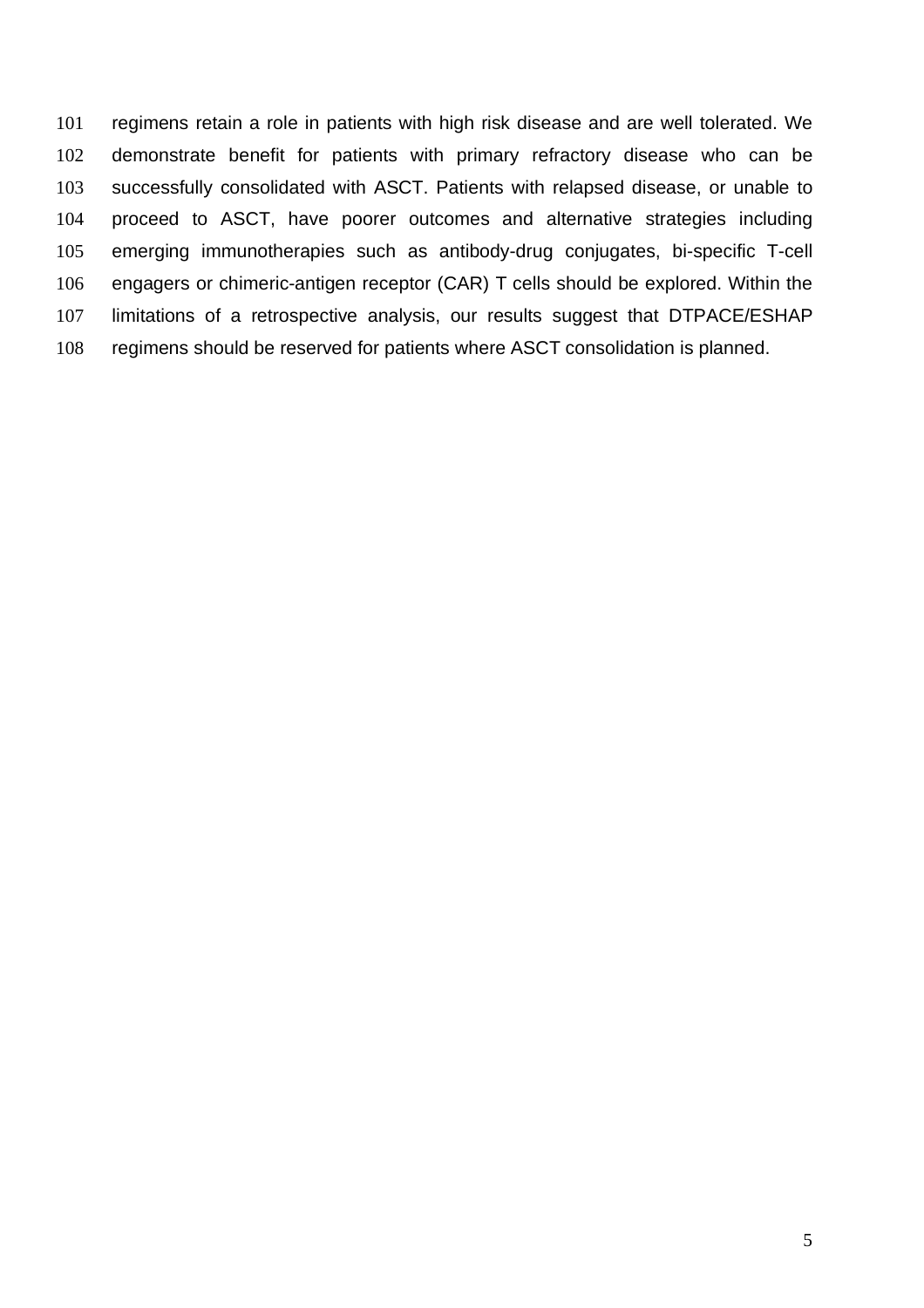regimens retain a role in patients with high risk disease and are well tolerated. We demonstrate benefit for patients with primary refractory disease who can be successfully consolidated with ASCT. Patients with relapsed disease, or unable to proceed to ASCT, have poorer outcomes and alternative strategies including emerging immunotherapies such as antibody-drug conjugates, bi-specific T-cell engagers or chimeric-antigen receptor (CAR) T cells should be explored. Within the limitations of a retrospective analysis, our results suggest that DTPACE/ESHAP regimens should be reserved for patients where ASCT consolidation is planned.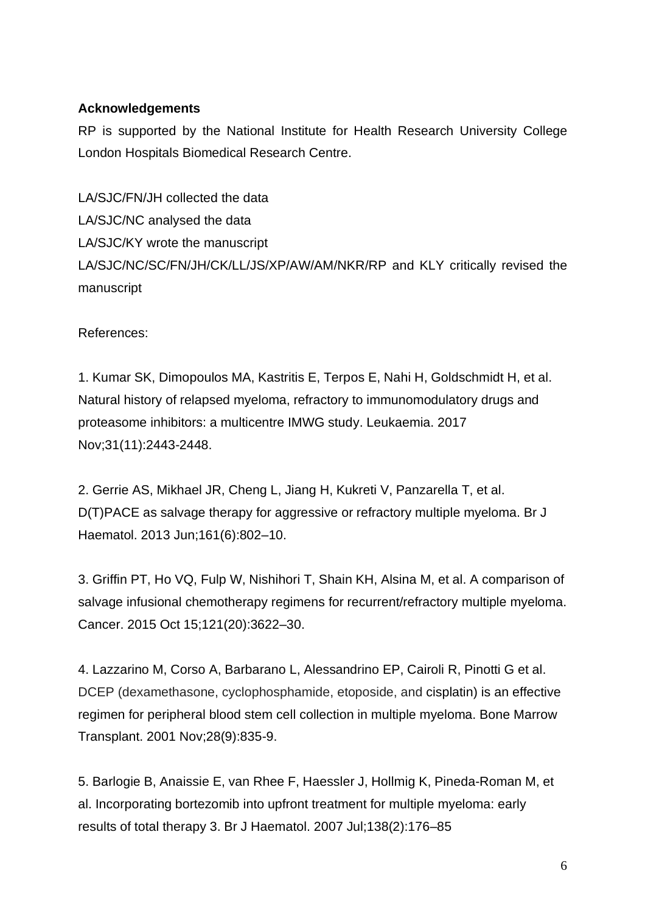**Acknowledgements**

RP is supported by the National Institute for Health Research University College London Hospitals Biomedical Research Centre.

LA/SJC/FN/JH collected the data

LA/SJC/NC analysed the data

LA/SJC/KY wrote the manuscript

LA/SJC/NC/SC/FN/JH/CK/LL/JS/XP/AW/AM/NKR/RP and KLY critically revised the manuscript

References:

1. Kumar SK, Dimopoulos MA, Kastritis E, Terpos E, Nahi H, Goldschmidt H, et al. Natural history of relapsed myeloma, refractory to immunomodulatory drugs and proteasome inhibitors: a multicentre IMWG study. Leukaemia. 2017 Nov;31(11):2443-2448.

2. Gerrie AS, Mikhael JR, Cheng L, Jiang H, Kukreti V, Panzarella T, et al. D(T)PACE as salvage therapy for aggressive or refractory multiple myeloma. Br J Haematol. 2013 Jun;161(6):802–10.

3. Griffin PT, Ho VQ, Fulp W, Nishihori T, Shain KH, Alsina M, et al. A comparison of salvage infusional chemotherapy regimens for recurrent/refractory multiple myeloma. Cancer. 2015 Oct 15;121(20):3622–30.

4. Lazzarino M, Corso A, Barbarano L, Alessandrino EP, Cairoli R, Pinotti G et al. DCEP (dexamethasone, cyclophosphamide, etoposide, and cisplatin) is an effective regimen for peripheral blood stem cell collection in multiple myeloma. Bone Marrow Transplant. 2001 Nov;28(9):835-9.

5. Barlogie B, Anaissie E, van Rhee F, Haessler J, Hollmig K, Pineda-Roman M, et al. Incorporating bortezomib into upfront treatment for multiple myeloma: early results of total therapy 3. Br J Haematol. 2007 Jul;138(2):176–85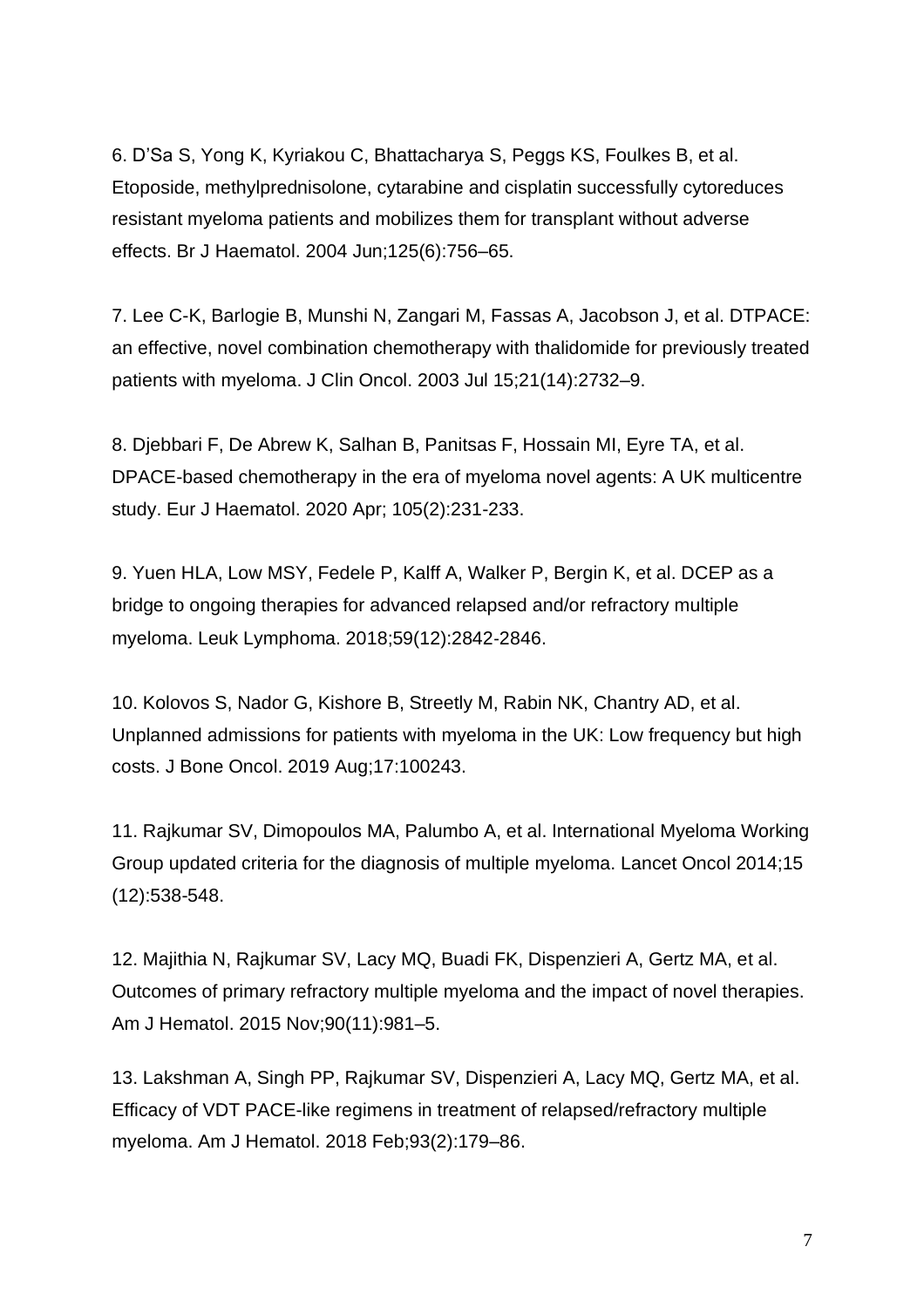6. D'Sa S, Yong K, Kyriakou C, Bhattacharya S, Peggs KS, Foulkes B, et al. Etoposide, methylprednisolone, cytarabine and cisplatin successfully cytoreduces resistant myeloma patients and mobilizes them for transplant without adverse effects. Br J Haematol. 2004 Jun;125(6):756–65.

7. Lee C-K, Barlogie B, Munshi N, Zangari M, Fassas A, Jacobson J, et al. DTPACE: an effective, novel combination chemotherapy with thalidomide for previously treated patients with myeloma. J Clin Oncol. 2003 Jul 15;21(14):2732–9.

8. Djebbari F, De Abrew K, Salhan B, Panitsas F, Hossain MI, Eyre TA, et al. DPACE-based chemotherapy in the era of myeloma novel agents: A UK multicentre study. Eur J Haematol. 2020 Apr; 105(2):231-233.

9. Yuen HLA, Low MSY, Fedele P, Kalff A, Walker P, Bergin K, et al. DCEP as a bridge to ongoing therapies for advanced relapsed and/or refractory multiple myeloma. Leuk Lymphoma. 2018;59(12):2842-2846.

10. Kolovos S, Nador G, Kishore B, Streetly M, Rabin NK, Chantry AD, et al. Unplanned admissions for patients with myeloma in the UK: Low frequency but high costs. J Bone Oncol. 2019 Aug;17:100243.

11. Rajkumar SV, Dimopoulos MA, Palumbo A, et al. International Myeloma Working Group updated criteria for the diagnosis of multiple myeloma. Lancet Oncol 2014;15 (12):538-548.

12. Majithia N, Rajkumar SV, Lacy MQ, Buadi FK, Dispenzieri A, Gertz MA, et al. Outcomes of primary refractory multiple myeloma and the impact of novel therapies. Am J Hematol. 2015 Nov;90(11):981–5.

13. Lakshman A, Singh PP, Rajkumar SV, Dispenzieri A, Lacy MQ, Gertz MA, et al. Efficacy of VDT PACE-like regimens in treatment of relapsed/refractory multiple myeloma. Am J Hematol. 2018 Feb;93(2):179–86.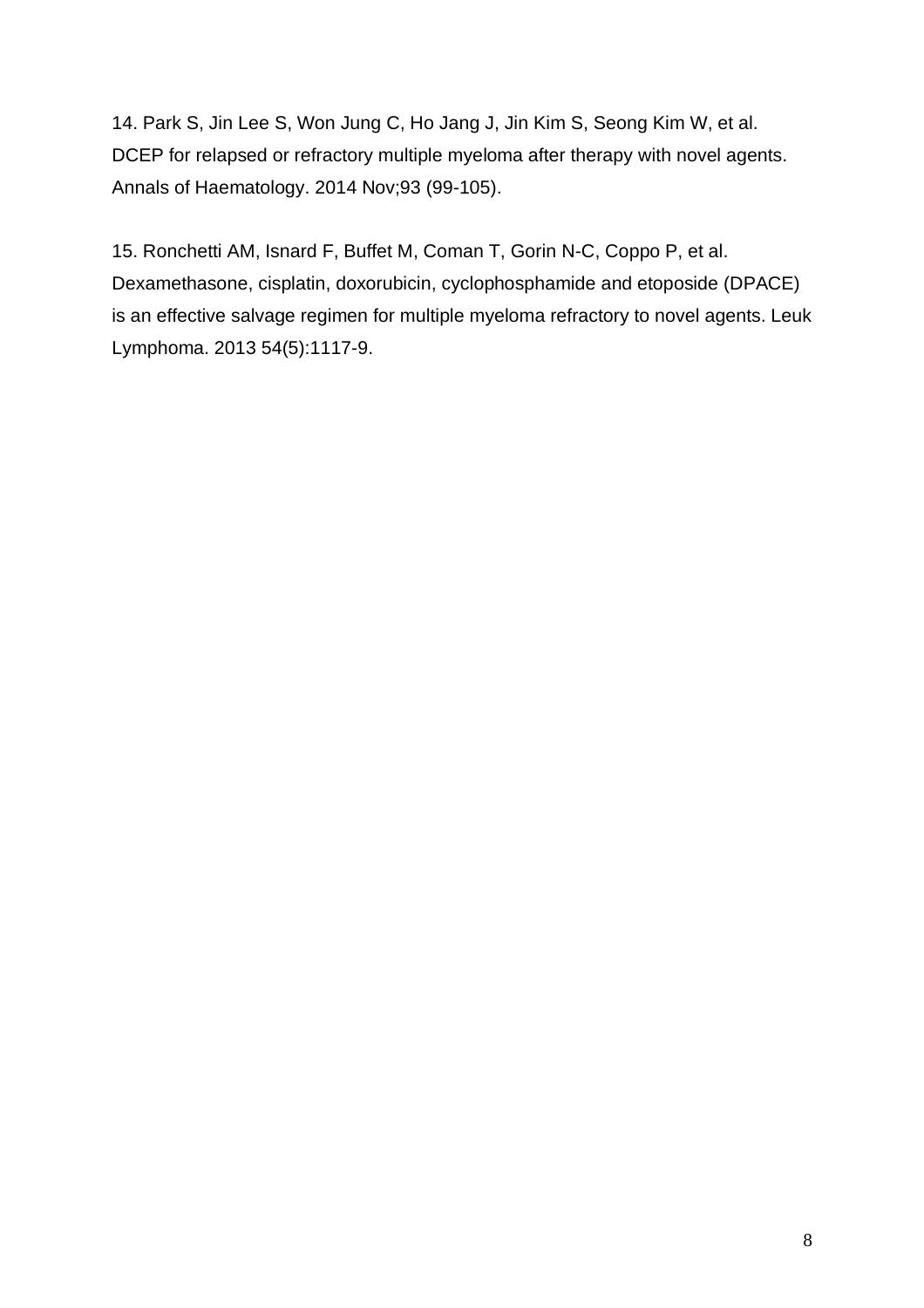14. Park S, Jin Lee S, Won Jung C, Ho Jang J, Jin Kim S, Seong Kim W, et al. DCEP for relapsed or refractory multiple myeloma after therapy with novel agents. Annals of Haematology. 2014 Nov;93 (99-105).

15. Ronchetti AM, Isnard F, Buffet M, Coman T, Gorin N-C, Coppo P, et al. Dexamethasone, cisplatin, doxorubicin, cyclophosphamide and etoposide (DPACE) is an effective salvage regimen for multiple myeloma refractory to novel agents. Leuk Lymphoma. 2013 54(5):1117-9.